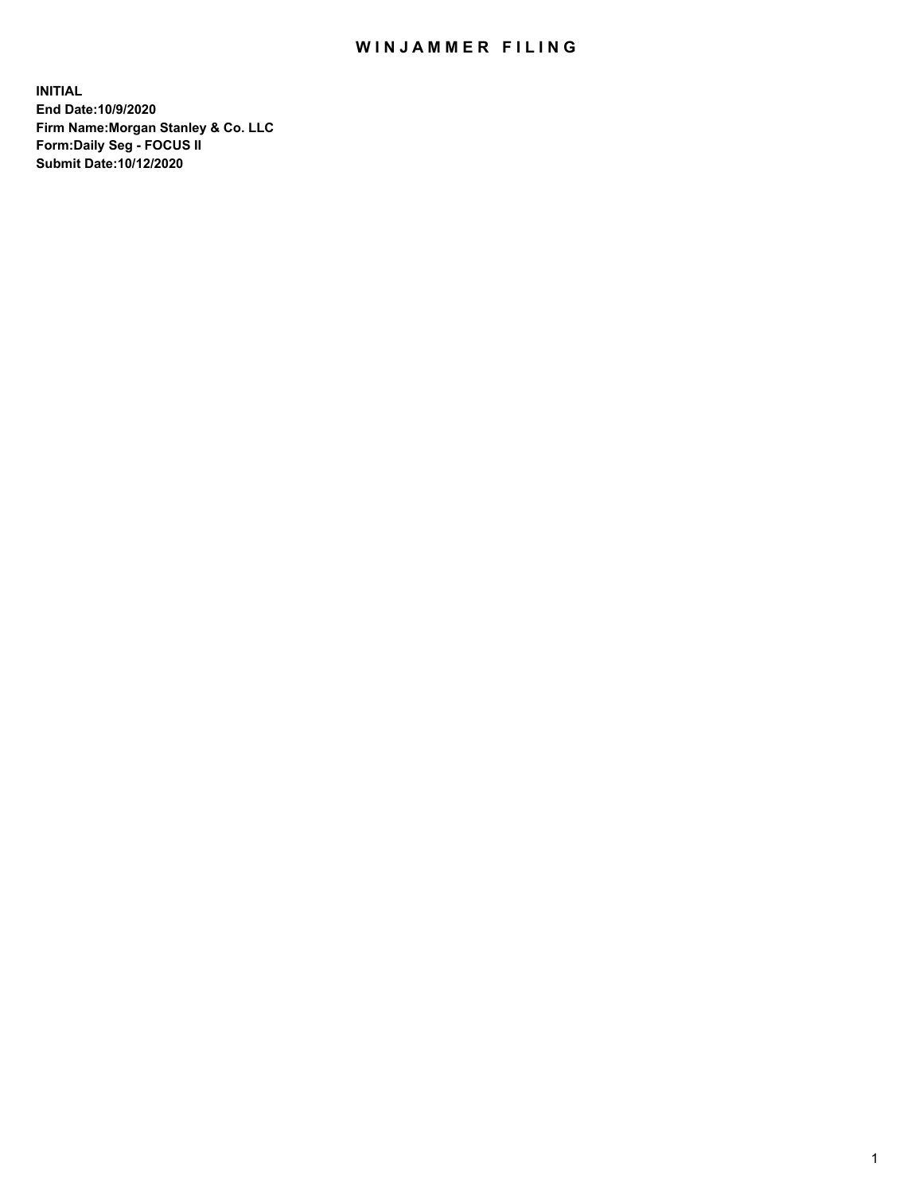# WINJAMMER FILING

**INITIAL**
**End Date:10/9/2020**
**Firm Name:Morgan Stanley & Co. LLC**
**Form:Daily Seg - FOCUS II**
**Submit Date:10/12/2020**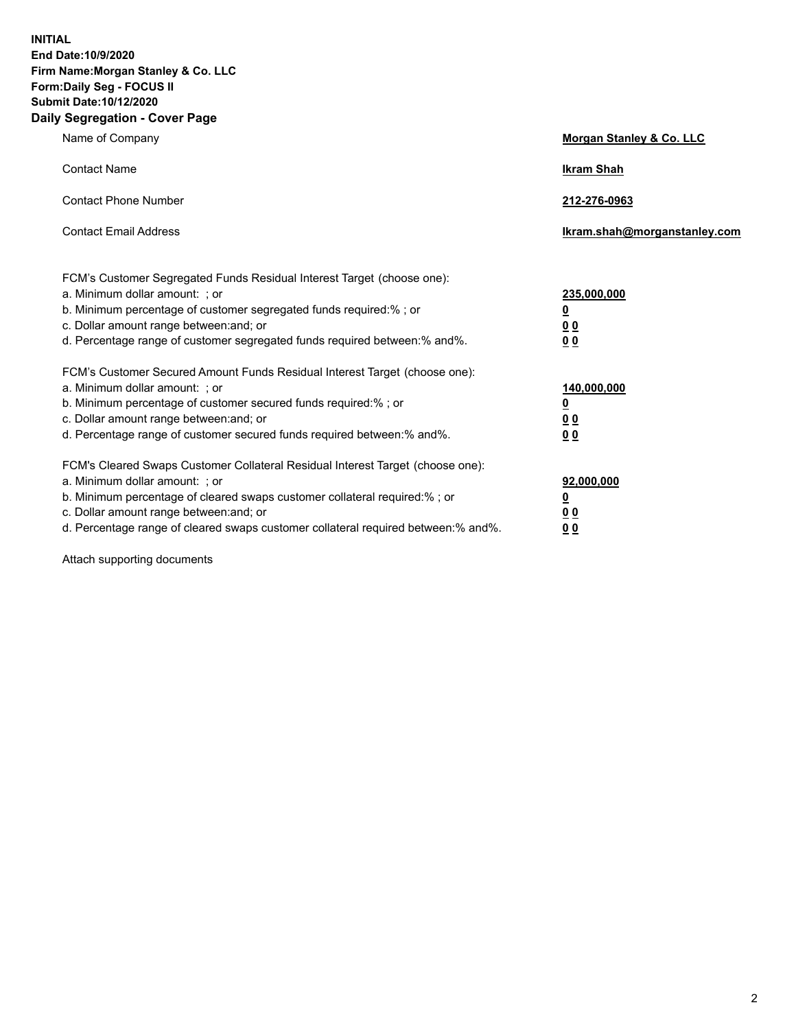**INITIAL**
**End Date:10/9/2020**
**Firm Name:Morgan Stanley & Co. LLC**
**Form:Daily Seg - FOCUS II**
**Submit Date:10/12/2020**

## Daily Segregation - Cover Page

| | |
|---|---|
| Name of Company | **Morgan Stanley & Co. LLC** |
| Contact Name | **Ikram Shah** |
| Contact Phone Number | **212-276-0963** |
| Contact Email Address | **Ikram.shah@morganstanley.com** |

| | |
|---|---|
| FCM's Customer Segregated Funds Residual Interest Target (choose one): | |
| a. Minimum dollar amount: ; or | **235,000,000** |
| b. Minimum percentage of customer segregated funds required:% ; or | **0** |
| c. Dollar amount range between:and; or | **0 0** |
| d. Percentage range of customer segregated funds required between:% and%. | **0 0** |
| FCM's Customer Secured Amount Funds Residual Interest Target (choose one): | |
| a. Minimum dollar amount: ; or | **140,000,000** |
| b. Minimum percentage of customer secured funds required:% ; or | **0** |
| c. Dollar amount range between:and; or | **0 0** |
| d. Percentage range of customer secured funds required between:% and%. | **0 0** |
| FCM's Cleared Swaps Customer Collateral Residual Interest Target (choose one): | |
| a. Minimum dollar amount: ; or | **92,000,000** |
| b. Minimum percentage of cleared swaps customer collateral required:% ; or | **0** |
| c. Dollar amount range between:and; or | **0 0** |
| d. Percentage range of cleared swaps customer collateral required between:% and%. | **0 0** |

Attach supporting documents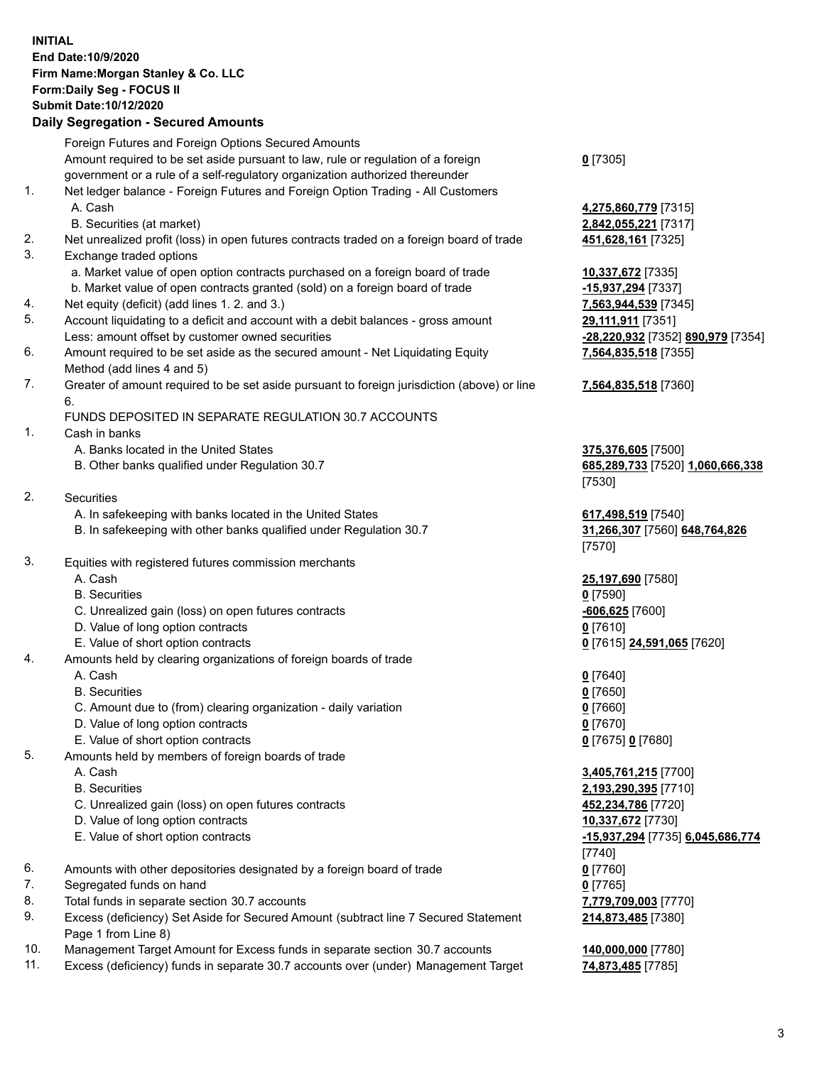**INITIAL**
**End Date:10/9/2020**
**Firm Name:Morgan Stanley & Co. LLC**
**Form:Daily Seg - FOCUS II**
**Submit Date:10/12/2020**

## Daily Segregation - Secured Amounts

| | | |
|---|---|---|
| | Foreign Futures and Foreign Options Secured Amounts | |
| | Amount required to be set aside pursuant to law, rule or regulation of a foreign government or a rule of a self-regulatory organization authorized thereunder | **0** [7305] |
| 1. | Net ledger balance - Foreign Futures and Foreign Option Trading - All Customers | |
| | A. Cash | **4,275,860,779** [7315] |
| | B. Securities (at market) | **2,842,055,221** [7317] |
| 2. | Net unrealized profit (loss) in open futures contracts traded on a foreign board of trade | **451,628,161** [7325] |
| 3. | Exchange traded options | |
| | a. Market value of open option contracts purchased on a foreign board of trade | **10,337,672** [7335] |
| | b. Market value of open contracts granted (sold) on a foreign board of trade | **-15,937,294** [7337] |
| 4. | Net equity (deficit) (add lines 1. 2. and 3.) | **7,563,944,539** [7345] |
| 5. | Account liquidating to a deficit and account with a debit balances - gross amount | **29,111,911** [7351] |
| | Less: amount offset by customer owned securities | **-28,220,932** [7352] **890,979** [7354] |
| 6. | Amount required to be set aside as the secured amount - Net Liquidating Equity Method (add lines 4 and 5) | **7,564,835,518** [7355] |
| 7. | Greater of amount required to be set aside pursuant to foreign jurisdiction (above) or line 6. | **7,564,835,518** [7360] |
| | FUNDS DEPOSITED IN SEPARATE REGULATION 30.7 ACCOUNTS | |
| 1. | Cash in banks | |
| | A. Banks located in the United States | **375,376,605** [7500] |
| | B. Other banks qualified under Regulation 30.7 | **685,289,733** [7520] **1,060,666,338** [7530] |
| 2. | Securities | |
| | A. In safekeeping with banks located in the United States | **617,498,519** [7540] |
| | B. In safekeeping with other banks qualified under Regulation 30.7 | **31,266,307** [7560] **648,764,826** [7570] |
| 3. | Equities with registered futures commission merchants | |
| | A. Cash | **25,197,690** [7580] |
| | B. Securities | **0** [7590] |
| | C. Unrealized gain (loss) on open futures contracts | **-606,625** [7600] |
| | D. Value of long option contracts | **0** [7610] |
| | E. Value of short option contracts | **0** [7615] **24,591,065** [7620] |
| 4. | Amounts held by clearing organizations of foreign boards of trade | |
| | A. Cash | **0** [7640] |
| | B. Securities | **0** [7650] |
| | C. Amount due to (from) clearing organization - daily variation | **0** [7660] |
| | D. Value of long option contracts | **0** [7670] |
| | E. Value of short option contracts | **0** [7675] **0** [7680] |
| 5. | Amounts held by members of foreign boards of trade | |
| | A. Cash | **3,405,761,215** [7700] |
| | B. Securities | **2,193,290,395** [7710] |
| | C. Unrealized gain (loss) on open futures contracts | **452,234,786** [7720] |
| | D. Value of long option contracts | **10,337,672** [7730] |
| | E. Value of short option contracts | **-15,937,294** [7735] **6,045,686,774** [7740] |
| 6. | Amounts with other depositories designated by a foreign board of trade | **0** [7760] |
| 7. | Segregated funds on hand | **0** [7765] |
| 8. | Total funds in separate section 30.7 accounts | **7,779,709,003** [7770] |
| 9. | Excess (deficiency) Set Aside for Secured Amount (subtract line 7 Secured Statement Page 1 from Line 8) | **214,873,485** [7380] |
| 10. | Management Target Amount for Excess funds in separate section 30.7 accounts | **140,000,000** [7780] |
| 11. | Excess (deficiency) funds in separate 30.7 accounts over (under) Management Target | **74,873,485** [7785] |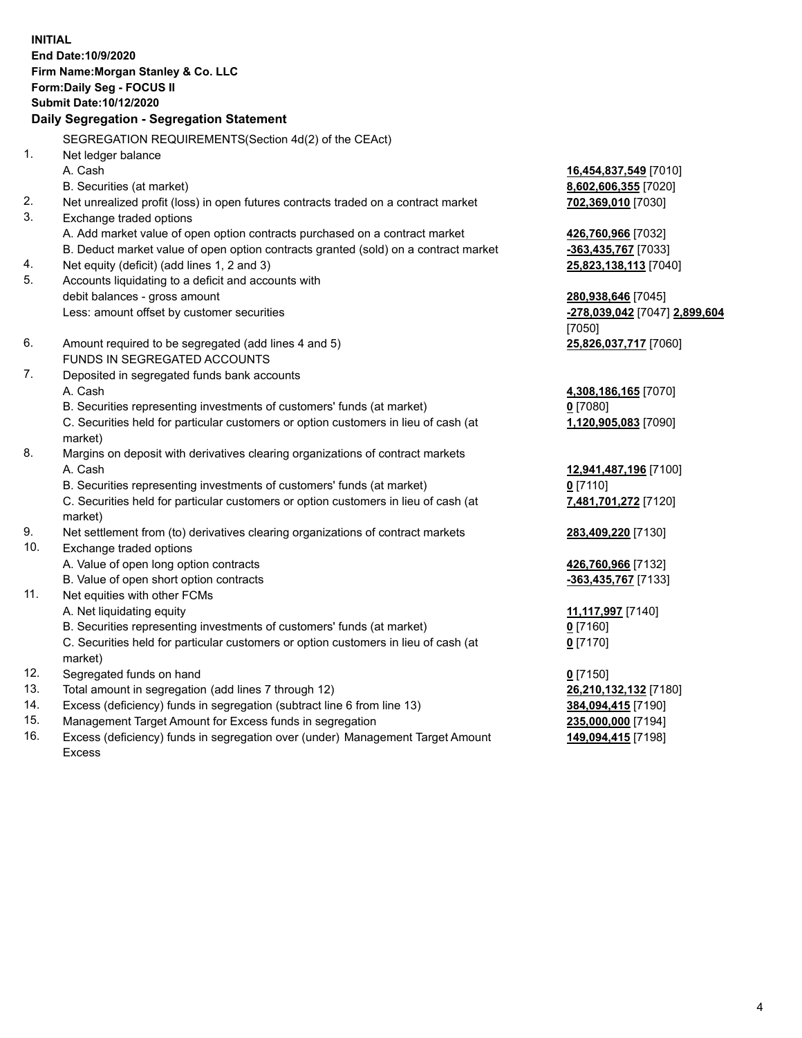**INITIAL**
**End Date:10/9/2020**
**Firm Name:Morgan Stanley & Co. LLC**
**Form:Daily Seg - FOCUS II**
**Submit Date:10/12/2020**

**Daily Segregation - Segregation Statement**

| | SEGREGATION REQUIREMENTS(Section 4d(2) of the CEAct) | |
|---|---|---|
| 1. | Net ledger balance | |
| | A. Cash | **16,454,837,549** [7010] |
| | B. Securities (at market) | **8,602,606,355** [7020] |
| 2. | Net unrealized profit (loss) in open futures contracts traded on a contract market | **702,369,010** [7030] |
| 3. | Exchange traded options | |
| | A. Add market value of open option contracts purchased on a contract market | **426,760,966** [7032] |
| | B. Deduct market value of open option contracts granted (sold) on a contract market | **-363,435,767** [7033] |
| 4. | Net equity (deficit) (add lines 1, 2 and 3) | **25,823,138,113** [7040] |
| 5. | Accounts liquidating to a deficit and accounts with debit balances - gross amount | **280,938,646** [7045] |
| | Less: amount offset by customer securities | **-278,039,042** [7047] **2,899,604** [7050] |
| 6. | Amount required to be segregated (add lines 4 and 5) | **25,826,037,717** [7060] |
| | FUNDS IN SEGREGATED ACCOUNTS | |
| 7. | Deposited in segregated funds bank accounts | |
| | A. Cash | **4,308,186,165** [7070] |
| | B. Securities representing investments of customers' funds (at market) | **0** [7080] |
| | C. Securities held for particular customers or option customers in lieu of cash (at market) | **1,120,905,083** [7090] |
| 8. | Margins on deposit with derivatives clearing organizations of contract markets | |
| | A. Cash | **12,941,487,196** [7100] |
| | B. Securities representing investments of customers' funds (at market) | **0** [7110] |
| | C. Securities held for particular customers or option customers in lieu of cash (at market) | **7,481,701,272** [7120] |
| 9. | Net settlement from (to) derivatives clearing organizations of contract markets | **283,409,220** [7130] |
| 10. | Exchange traded options | |
| | A. Value of open long option contracts | **426,760,966** [7132] |
| | B. Value of open short option contracts | **-363,435,767** [7133] |
| 11. | Net equities with other FCMs | |
| | A. Net liquidating equity | **11,117,997** [7140] |
| | B. Securities representing investments of customers' funds (at market) | **0** [7160] |
| | C. Securities held for particular customers or option customers in lieu of cash (at market) | **0** [7170] |
| 12. | Segregated funds on hand | **0** [7150] |
| 13. | Total amount in segregation (add lines 7 through 12) | **26,210,132,132** [7180] |
| 14. | Excess (deficiency) funds in segregation (subtract line 6 from line 13) | **384,094,415** [7190] |
| 15. | Management Target Amount for Excess funds in segregation | **235,000,000** [7194] |
| 16. | Excess (deficiency) funds in segregation over (under) Management Target Amount Excess | **149,094,415** [7198] |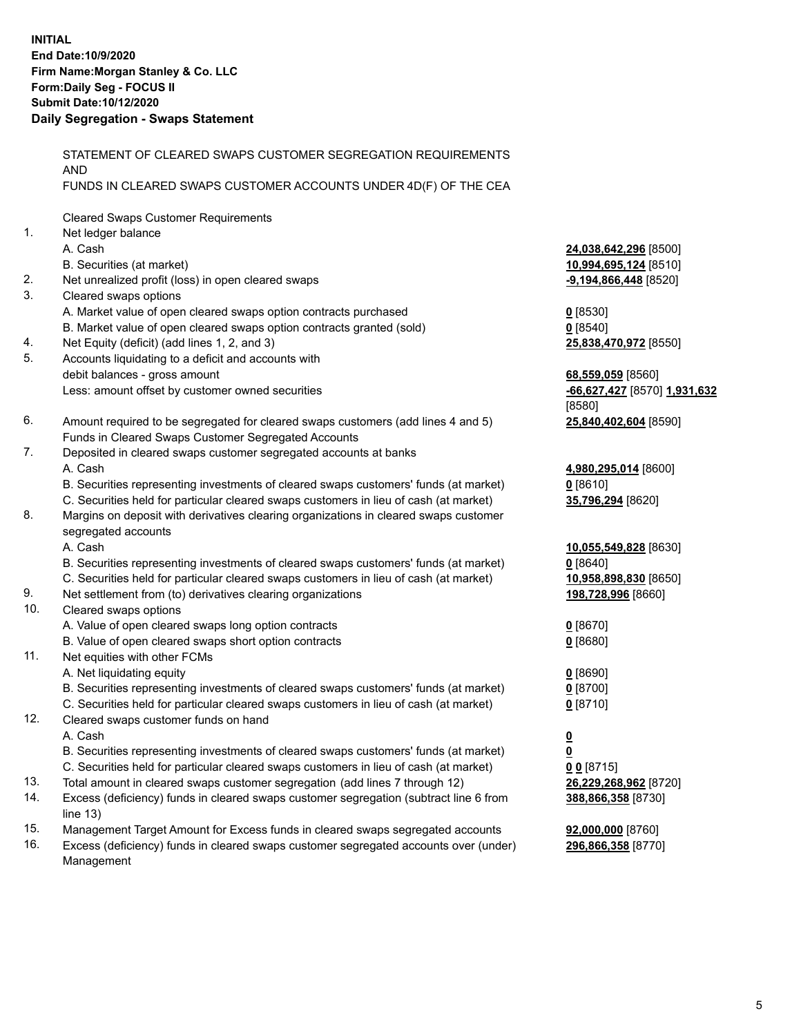**INITIAL**
**End Date:10/9/2020**
**Firm Name:Morgan Stanley & Co. LLC**
**Form:Daily Seg - FOCUS II**
**Submit Date:10/12/2020**
**Daily Segregation - Swaps Statement**

STATEMENT OF CLEARED SWAPS CUSTOMER SEGREGATION REQUIREMENTS AND FUNDS IN CLEARED SWAPS CUSTOMER ACCOUNTS UNDER 4D(F) OF THE CEA

| | | |
|---|---|---|
| | Cleared Swaps Customer Requirements | |
| 1. | Net ledger balance | |
| | A. Cash | **24,038,642,296** [8500] |
| | B. Securities (at market) | **10,994,695,124** [8510] |
| 2. | Net unrealized profit (loss) in open cleared swaps | **-9,194,866,448** [8520] |
| 3. | Cleared swaps options | |
| | A. Market value of open cleared swaps option contracts purchased | **0** [8530] |
| | B. Market value of open cleared swaps option contracts granted (sold) | **0** [8540] |
| 4. | Net Equity (deficit) (add lines 1, 2, and 3) | **25,838,470,972** [8550] |
| 5. | Accounts liquidating to a deficit and accounts with debit balances - gross amount | **68,559,059** [8560] |
| | Less: amount offset by customer owned securities | **-66,627,427** [8570] **1,931,632** [8580] |
| 6. | Amount required to be segregated for cleared swaps customers (add lines 4 and 5) | **25,840,402,604** [8590] |
| | Funds in Cleared Swaps Customer Segregated Accounts | |
| 7. | Deposited in cleared swaps customer segregated accounts at banks | |
| | A. Cash | **4,980,295,014** [8600] |
| | B. Securities representing investments of cleared swaps customers' funds (at market) | **0** [8610] |
| | C. Securities held for particular cleared swaps customers in lieu of cash (at market) | **35,796,294** [8620] |
| 8. | Margins on deposit with derivatives clearing organizations in cleared swaps customer segregated accounts | |
| | A. Cash | **10,055,549,828** [8630] |
| | B. Securities representing investments of cleared swaps customers' funds (at market) | **0** [8640] |
| | C. Securities held for particular cleared swaps customers in lieu of cash (at market) | **10,958,898,830** [8650] |
| 9. | Net settlement from (to) derivatives clearing organizations | **198,728,996** [8660] |
| 10. | Cleared swaps options | |
| | A. Value of open cleared swaps long option contracts | **0** [8670] |
| | B. Value of open cleared swaps short option contracts | **0** [8680] |
| 11. | Net equities with other FCMs | |
| | A. Net liquidating equity | **0** [8690] |
| | B. Securities representing investments of cleared swaps customers' funds (at market) | **0** [8700] |
| | C. Securities held for particular cleared swaps customers in lieu of cash (at market) | **0** [8710] |
| 12. | Cleared swaps customer funds on hand | |
| | A. Cash | **0** |
| | B. Securities representing investments of cleared swaps customers' funds (at market) | **0** |
| | C. Securities held for particular cleared swaps customers in lieu of cash (at market) | **0** **0** [8715] |
| 13. | Total amount in cleared swaps customer segregation (add lines 7 through 12) | **26,229,268,962** [8720] |
| 14. | Excess (deficiency) funds in cleared swaps customer segregation (subtract line 6 from line 13) | **388,866,358** [8730] |
| 15. | Management Target Amount for Excess funds in cleared swaps segregated accounts | **92,000,000** [8760] |
| 16. | Excess (deficiency) funds in cleared swaps customer segregated accounts over (under) Management | **296,866,358** [8770] |